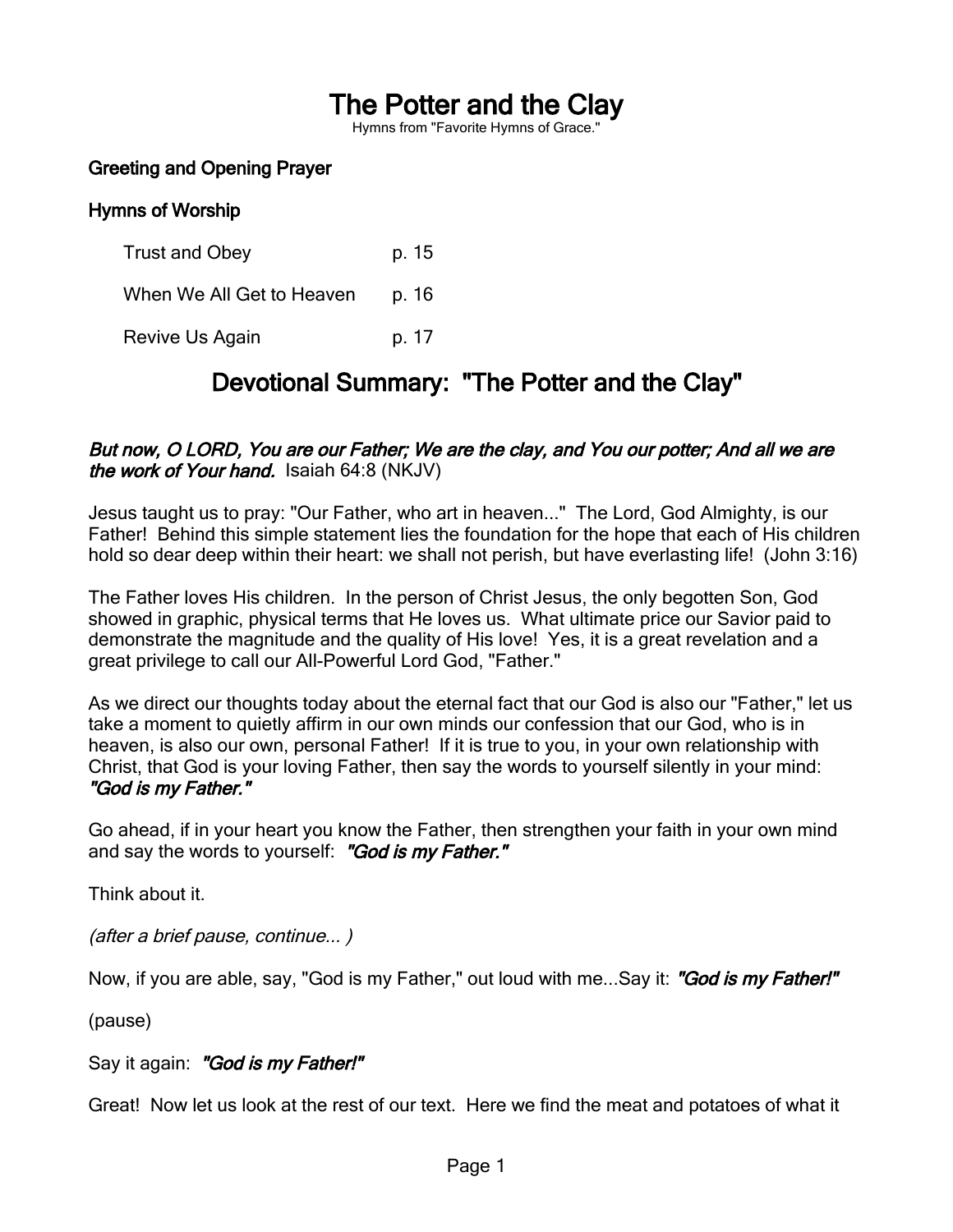# The Potter and the Clay

Hymns from "Favorite Hymns of Grace."

## Greeting and Opening Prayer

## Hymns of Worship

| | |
|---|---|
| Trust and Obey | p. 15 |
| When We All Get to Heaven | p. 16 |
| Revive Us Again | p. 17 |

## Devotional Summary: "The Potter and the Clay"

***But now, O LORD, You are our Father; We are the clay, and You our potter; And all we are the work of Your hand.*** Isaiah 64:8 (NKJV)

Jesus taught us to pray: "Our Father, who art in heaven..." The Lord, God Almighty, is our Father! Behind this simple statement lies the foundation for the hope that each of His children hold so dear deep within their heart: we shall not perish, but have everlasting life! (John 3:16)

The Father loves His children. In the person of Christ Jesus, the only begotten Son, God showed in graphic, physical terms that He loves us. What ultimate price our Savior paid to demonstrate the magnitude and the quality of His love! Yes, it is a great revelation and a great privilege to call our All-Powerful Lord God, "Father."

As we direct our thoughts today about the eternal fact that our God is also our "Father," let us take a moment to quietly affirm in our own minds our confession that our God, who is in heaven, is also our own, personal Father! If it is true to you, in your own relationship with Christ, that God is your loving Father, then say the words to yourself silently in your mind: ***"God is my Father."***

Go ahead, if in your heart you know the Father, then strengthen your faith in your own mind and say the words to yourself: ***"God is my Father."***

Think about it.

*(after a brief pause, continue... )*

Now, if you are able, say, "God is my Father," out loud with me...Say it: ***"God is my Father!"***

(pause)

Say it again: ***"God is my Father!"***

Great! Now let us look at the rest of our text. Here we find the meat and potatoes of what it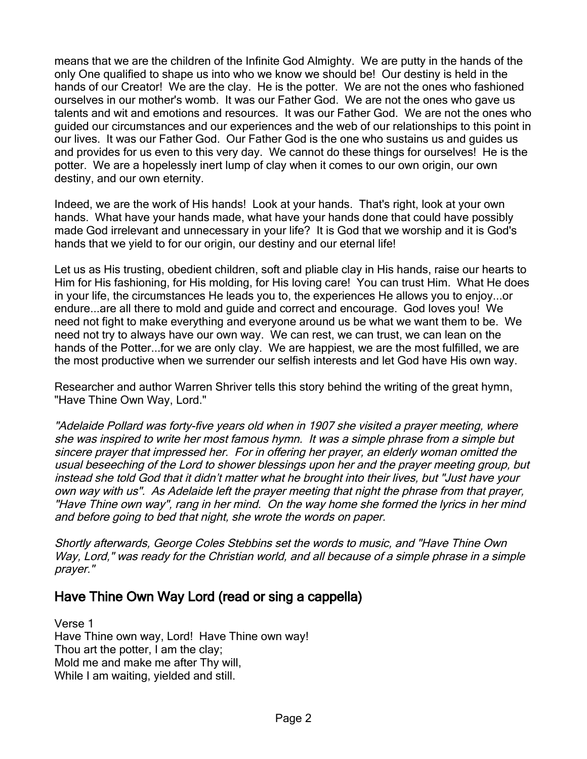means that we are the children of the Infinite God Almighty. We are putty in the hands of the only One qualified to shape us into who we know we should be! Our destiny is held in the hands of our Creator! We are the clay. He is the potter. We are not the ones who fashioned ourselves in our mother's womb. It was our Father God. We are not the ones who gave us talents and wit and emotions and resources. It was our Father God. We are not the ones who guided our circumstances and our experiences and the web of our relationships to this point in our lives. It was our Father God. Our Father God is the one who sustains us and guides us and provides for us even to this very day. We cannot do these things for ourselves! He is the potter. We are a hopelessly inert lump of clay when it comes to our own origin, our own destiny, and our own eternity.

Indeed, we are the work of His hands! Look at your hands. That's right, look at your own hands. What have your hands made, what have your hands done that could have possibly made God irrelevant and unnecessary in your life? It is God that we worship and it is God's hands that we yield to for our origin, our destiny and our eternal life!

Let us as His trusting, obedient children, soft and pliable clay in His hands, raise our hearts to Him for His fashioning, for His molding, for His loving care! You can trust Him. What He does in your life, the circumstances He leads you to, the experiences He allows you to enjoy...or endure...are all there to mold and guide and correct and encourage. God loves you! We need not fight to make everything and everyone around us be what we want them to be. We need not try to always have our own way. We can rest, we can trust, we can lean on the hands of the Potter...for we are only clay. We are happiest, we are the most fulfilled, we are the most productive when we surrender our selfish interests and let God have His own way.

Researcher and author Warren Shriver tells this story behind the writing of the great hymn, "Have Thine Own Way, Lord."

*"Adelaide Pollard was forty-five years old when in 1907 she visited a prayer meeting, where she was inspired to write her most famous hymn. It was a simple phrase from a simple but sincere prayer that impressed her. For in offering her prayer, an elderly woman omitted the usual beseeching of the Lord to shower blessings upon her and the prayer meeting group, but instead she told God that it didn't matter what he brought into their lives, but "Just have your own way with us". As Adelaide left the prayer meeting that night the phrase from that prayer, "Have Thine own way", rang in her mind. On the way home she formed the lyrics in her mind and before going to bed that night, she wrote the words on paper.*

*Shortly afterwards, George Coles Stebbins set the words to music, and "Have Thine Own Way, Lord," was ready for the Christian world, and all because of a simple phrase in a simple prayer."*

## Have Thine Own Way Lord (read or sing a cappella)

Verse 1
Have Thine own way, Lord! Have Thine own way!
Thou art the potter, I am the clay;
Mold me and make me after Thy will,
While I am waiting, yielded and still.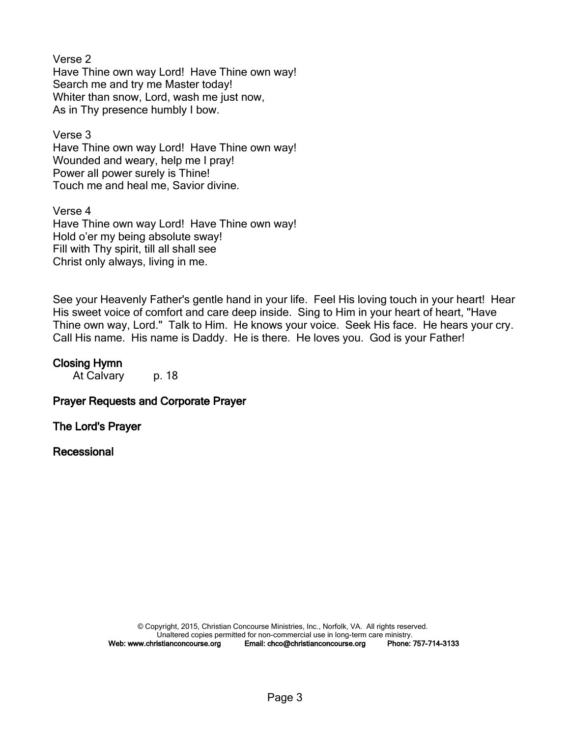Verse 2
Have Thine own way Lord!  Have Thine own way!
Search me and try me Master today!
Whiter than snow, Lord, wash me just now,
As in Thy presence humbly I bow.

Verse 3
Have Thine own way Lord!  Have Thine own way!
Wounded and weary, help me I pray!
Power all power surely is Thine!
Touch me and heal me, Savior divine.

Verse 4
Have Thine own way Lord!  Have Thine own way!
Hold o'er my being absolute sway!
Fill with Thy spirit, till all shall see
Christ only always, living in me.

See your Heavenly Father's gentle hand in your life.  Feel His loving touch in your heart!  Hear His sweet voice of comfort and care deep inside.  Sing to Him in your heart of heart, "Have Thine own way, Lord."  Talk to Him.  He knows your voice.  Seek His face.  He hears your cry.  Call His name.  His name is Daddy.  He is there.  He loves you.  God is your Father!

**Closing Hymn**
At Calvary p. 18

**Prayer Requests and Corporate Prayer**

**The Lord's Prayer**

**Recessional**

© Copyright, 2015, Christian Concourse Ministries, Inc., Norfolk, VA.  All rights reserved.
Unaltered copies permitted for non-commercial use in long-term care ministry.
**Web: www.christianconcourse.org  Email: chco@christianconcourse.org  Phone: 757-714-3133**